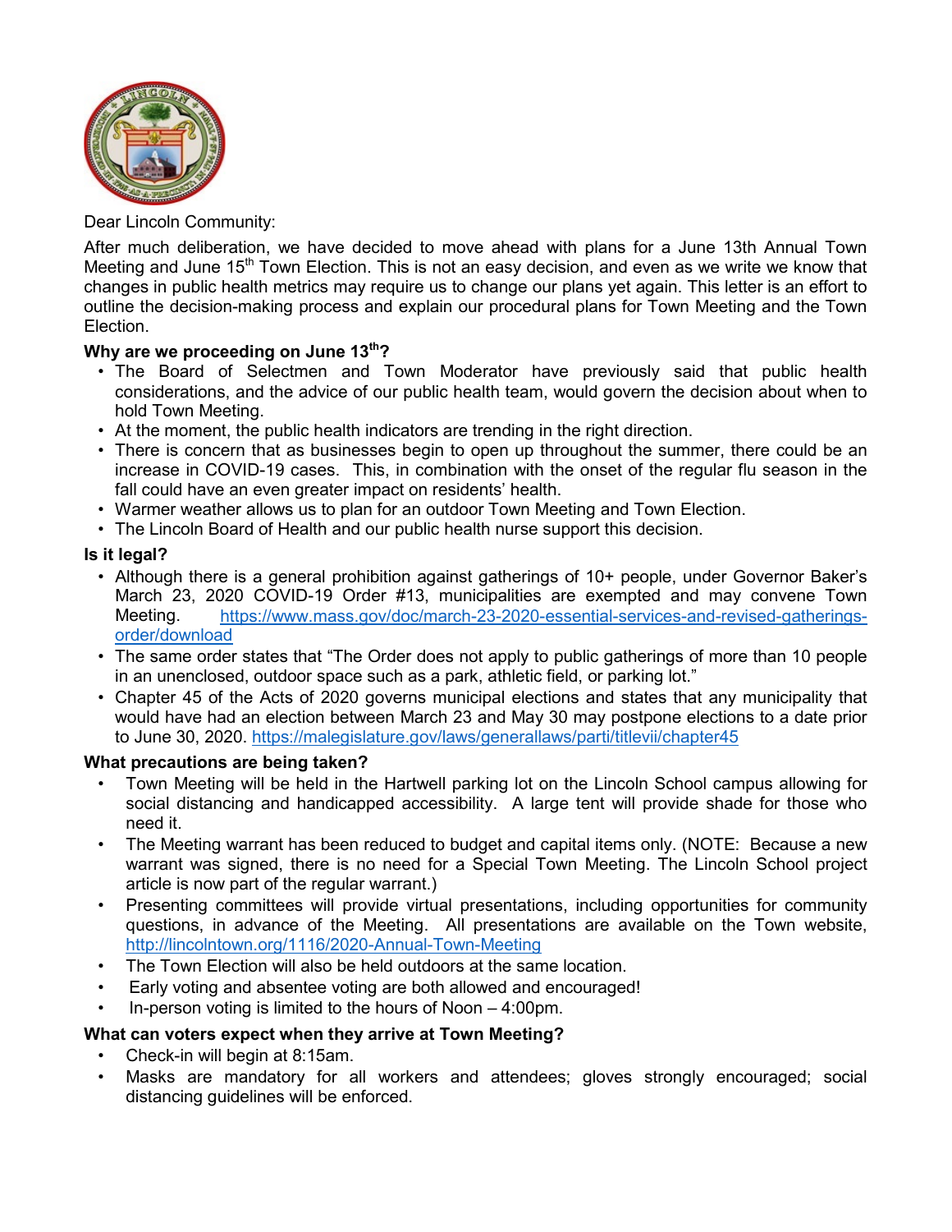Dear Lincoln Community:

After much deliberation, we have decided to move ahead with plans for a June 13th Annual Town Meeting and June 15th Town Election. This is not an easy decision, and even as we write we know that changes in public health metrics may require us to change our plans yet again. This letter is an effort to outline the decision-making process and explain our procedural plans for Town Meeting and the Town Election.

**Why are we proceeding on June 13th?**

- The Board of Selectmen and Town Moderator have previously said that public health considerations, and the advice of our public health team, would govern the decision about when to hold Town Meeting.
- At the moment, the public health indicators are trending in the right direction.
- There is concern that as businesses begin to open up throughout the summer, there could be an increase in COVID-19 cases. This, in combination with the onset of the regular flu season in the fall could have an even greater impact on residents' health.
- Warmer weather allows us to plan for an outdoor Town Meeting and Town Election.
- The Lincoln Board of Health and our public health nurse support this decision.

**Is it legal?**

- Although there is a general prohibition against gatherings of 10+ people, under Governor Baker's March 23, 2020 COVID-19 Order #13, municipalities are exempted and may convene Town Meeting. https://www.mass.gov/doc/march-23-2020-essential-services-and-revised-gatherings-order/download
- The same order states that "The Order does not apply to public gatherings of more than 10 people in an unenclosed, outdoor space such as a park, athletic field, or parking lot."
- Chapter 45 of the Acts of 2020 governs municipal elections and states that any municipality that would have had an election between March 23 and May 30 may postpone elections to a date prior to June 30, 2020. https://malegislature.gov/laws/generallaws/parti/titlevii/chapter45

**What precautions are being taken?**

- Town Meeting will be held in the Hartwell parking lot on the Lincoln School campus allowing for social distancing and handicapped accessibility. A large tent will provide shade for those who need it.
- The Meeting warrant has been reduced to budget and capital items only. (NOTE: Because a new warrant was signed, there is no need for a Special Town Meeting. The Lincoln School project article is now part of the regular warrant.)
- Presenting committees will provide virtual presentations, including opportunities for community questions, in advance of the Meeting. All presentations are available on the Town website, http://lincolntown.org/1116/2020-Annual-Town-Meeting
- The Town Election will also be held outdoors at the same location.
- Early voting and absentee voting are both allowed and encouraged!
- In-person voting is limited to the hours of Noon – 4:00pm.

**What can voters expect when they arrive at Town Meeting?**

- Check-in will begin at 8:15am.
- Masks are mandatory for all workers and attendees; gloves strongly encouraged; social distancing guidelines will be enforced.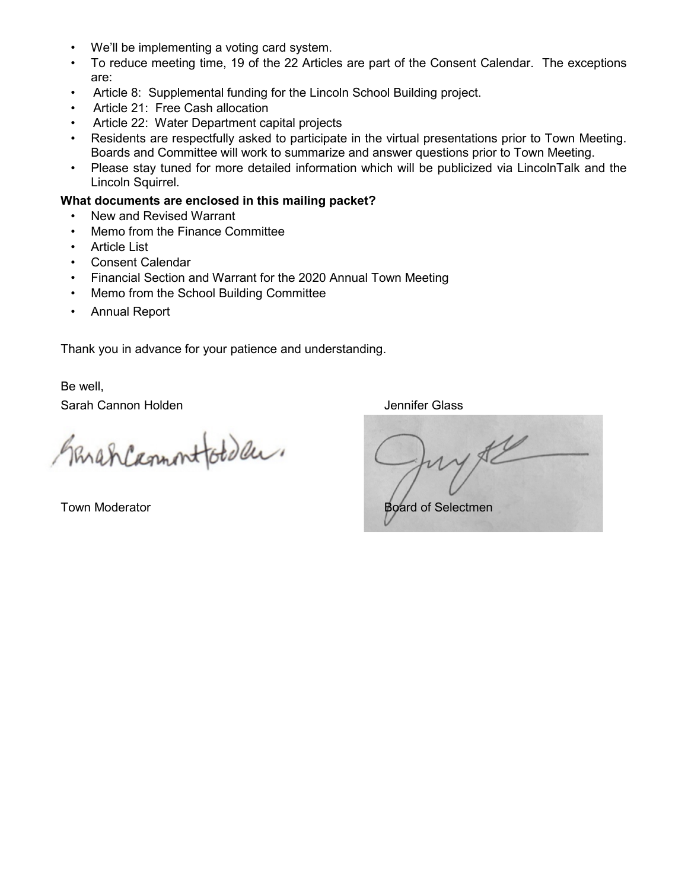- We'll be implementing a voting card system.
- To reduce meeting time, 19 of the 22 Articles are part of the Consent Calendar. The exceptions are:
- Article 8: Supplemental funding for the Lincoln School Building project.
- Article 21: Free Cash allocation
- Article 22: Water Department capital projects
- Residents are respectfully asked to participate in the virtual presentations prior to Town Meeting. Boards and Committee will work to summarize and answer questions prior to Town Meeting.
- Please stay tuned for more detailed information which will be publicized via LincolnTalk and the Lincoln Squirrel.

**What documents are enclosed in this mailing packet?**

- New and Revised Warrant
- Memo from the Finance Committee
- Article List
- Consent Calendar
- Financial Section and Warrant for the 2020 Annual Town Meeting
- Memo from the School Building Committee
- Annual Report

Thank you in advance for your patience and understanding.

Be well,

Sarah Cannon Holden
Town Moderator

Jennifer Glass
Board of Selectmen